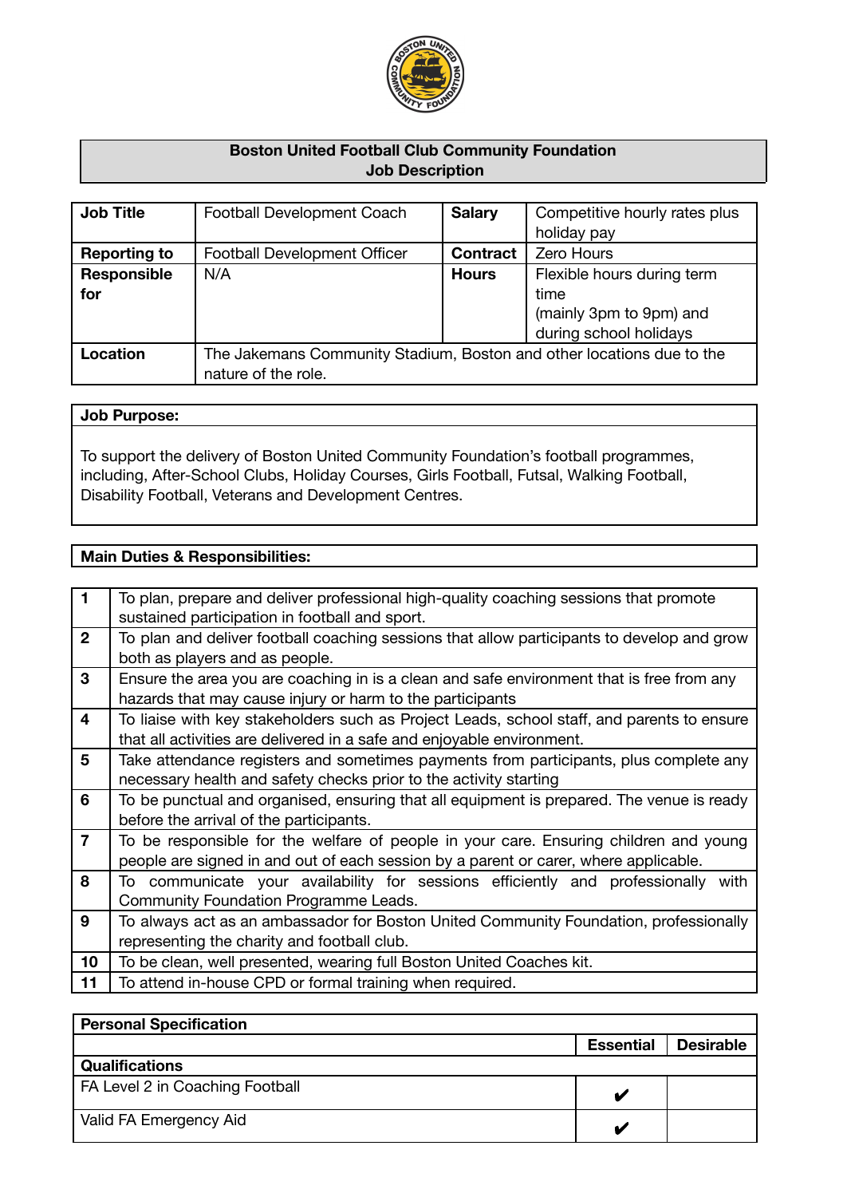# Boston United Football Club Community Foundation
## Job Description

| | | | |
|---|---|---|---|
| **Job Title** | Football Development Coach | **Salary** | Competitive hourly rates plus holiday pay |
| **Reporting to** | Football Development Officer | **Contract** | Zero Hours |
| **Responsible for** | N/A | **Hours** | Flexible hours during term time (mainly 3pm to 9pm) and during school holidays |
| **Location** | The Jakemans Community Stadium, Boston and other locations due to the nature of the role. | | |

**Job Purpose:**

To support the delivery of Boston United Community Foundation's football programmes, including, After-School Clubs, Holiday Courses, Girls Football, Futsal, Walking Football, Disability Football, Veterans and Development Centres.

**Main Duties & Responsibilities:**

| | |
|---|---|
| **1** | To plan, prepare and deliver professional high-quality coaching sessions that promote sustained participation in football and sport. |
| **2** | To plan and deliver football coaching sessions that allow participants to develop and grow both as players and as people. |
| **3** | Ensure the area you are coaching in is a clean and safe environment that is free from any hazards that may cause injury or harm to the participants |
| **4** | To liaise with key stakeholders such as Project Leads, school staff, and parents to ensure that all activities are delivered in a safe and enjoyable environment. |
| **5** | Take attendance registers and sometimes payments from participants, plus complete any necessary health and safety checks prior to the activity starting |
| **6** | To be punctual and organised, ensuring that all equipment is prepared. The venue is ready before the arrival of the participants. |
| **7** | To be responsible for the welfare of people in your care. Ensuring children and young people are signed in and out of each session by a parent or carer, where applicable. |
| **8** | To communicate your availability for sessions efficiently and professionally with Community Foundation Programme Leads. |
| **9** | To always act as an ambassador for Boston United Community Foundation, professionally representing the charity and football club. |
| **10** | To be clean, well presented, wearing full Boston United Coaches kit. |
| **11** | To attend in-house CPD or formal training when required. |

| **Personal Specification** | | |
|---|---|---|
| | **Essential** | **Desirable** |
| **Qualifications** | | |
| FA Level 2 in Coaching Football | ✔ | |
| Valid FA Emergency Aid | ✔ | |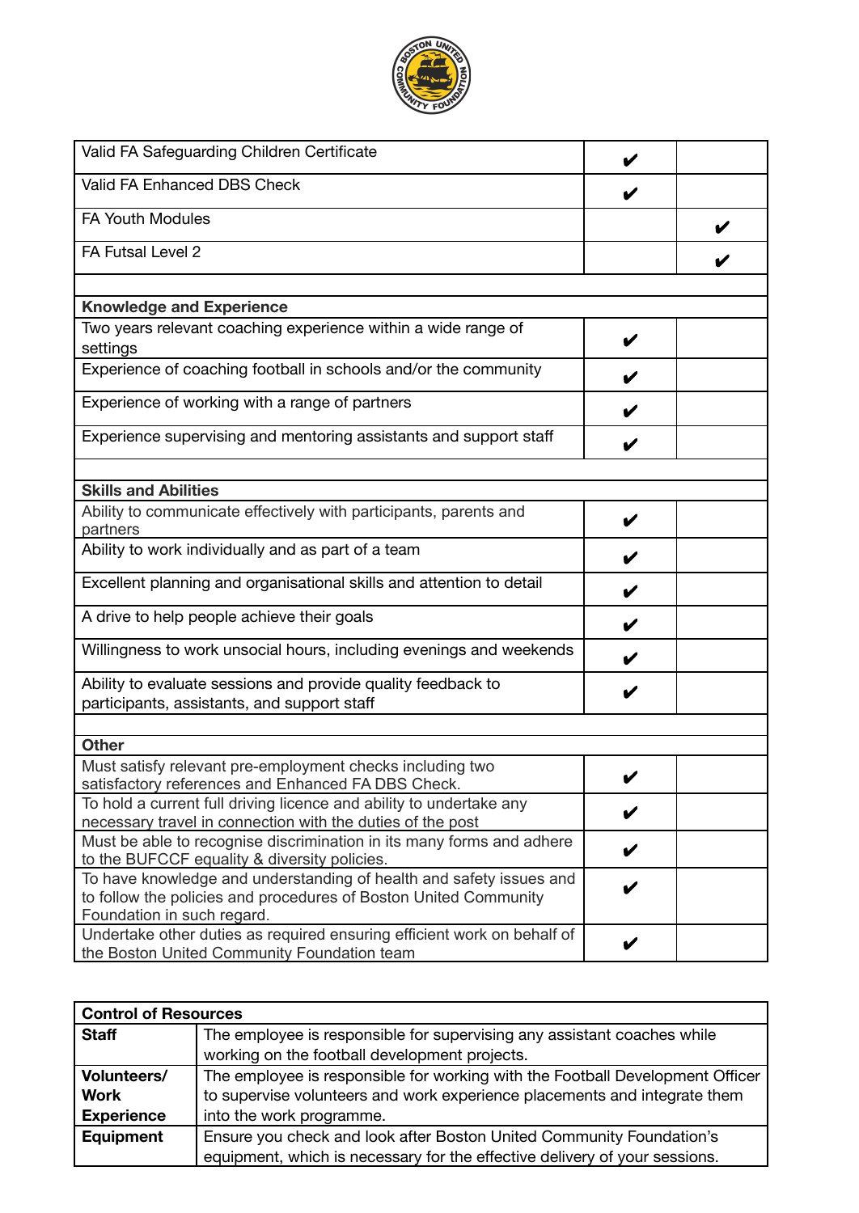| | | |
|---|---|---|
| Valid FA Safeguarding Children Certificate | ✔ | |
| Valid FA Enhanced DBS Check | ✔ | |
| FA Youth Modules | | ✔ |
| FA Futsal Level 2 | | ✔ |
| | | |
| **Knowledge and Experience** | | |
| Two years relevant coaching experience within a wide range of settings | ✔ | |
| Experience of coaching football in schools and/or the community | ✔ | |
| Experience of working with a range of partners | ✔ | |
| Experience supervising and mentoring assistants and support staff | ✔ | |
| | | |
| **Skills and Abilities** | | |
| Ability to communicate effectively with participants, parents and partners | ✔ | |
| Ability to work individually and as part of a team | ✔ | |
| Excellent planning and organisational skills and attention to detail | ✔ | |
| A drive to help people achieve their goals | ✔ | |
| Willingness to work unsocial hours, including evenings and weekends | ✔ | |
| Ability to evaluate sessions and provide quality feedback to participants, assistants, and support staff | ✔ | |
| | | |
| **Other** | | |
| Must satisfy relevant pre-employment checks including two satisfactory references and Enhanced FA DBS Check. | ✔ | |
| To hold a current full driving licence and ability to undertake any necessary travel in connection with the duties of the post | ✔ | |
| Must be able to recognise discrimination in its many forms and adhere to the BUFCCF equality & diversity policies. | ✔ | |
| To have knowledge and understanding of health and safety issues and to follow the policies and procedures of Boston United Community Foundation in such regard. | ✔ | |
| Undertake other duties as required ensuring efficient work on behalf of the Boston United Community Foundation team | ✔ | |

| **Control of Resources** | |
|---|---|
| **Staff** | The employee is responsible for supervising any assistant coaches while working on the football development projects. |
| **Volunteers/ Work Experience** | The employee is responsible for working with the Football Development Officer to supervise volunteers and work experience placements and integrate them into the work programme. |
| **Equipment** | Ensure you check and look after Boston United Community Foundation's equipment, which is necessary for the effective delivery of your sessions. |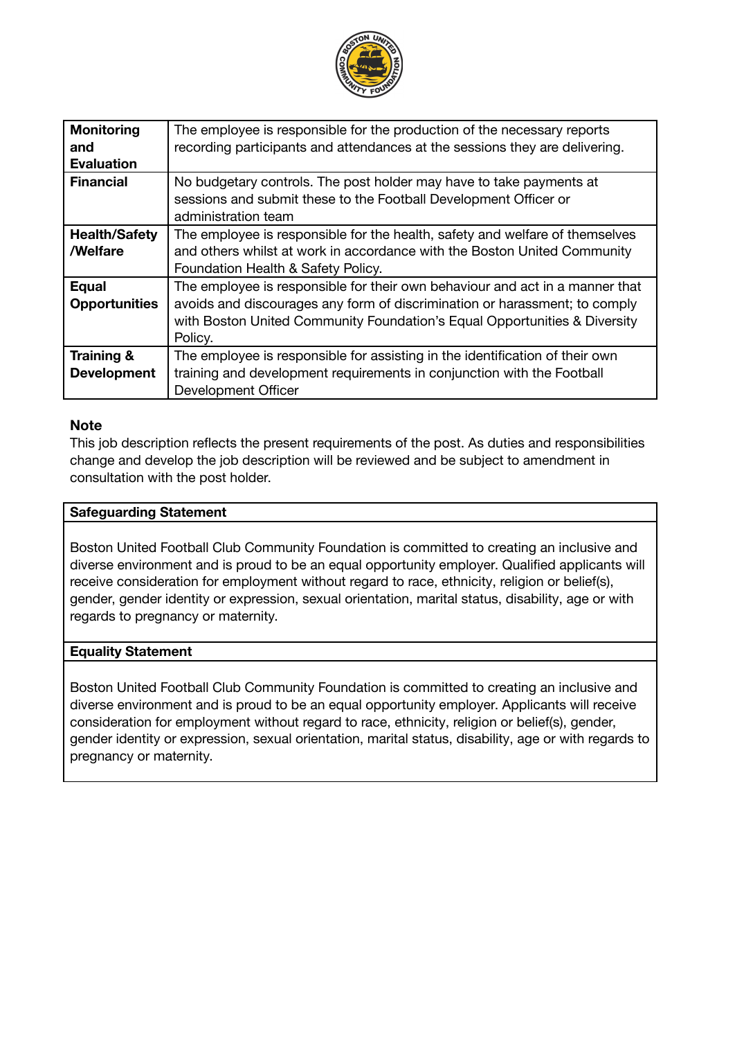| | |
|---|---|
| **Monitoring and Evaluation** | The employee is responsible for the production of the necessary reports recording participants and attendances at the sessions they are delivering. |
| **Financial** | No budgetary controls. The post holder may have to take payments at sessions and submit these to the Football Development Officer or administration team |
| **Health/Safety /Welfare** | The employee is responsible for the health, safety and welfare of themselves and others whilst at work in accordance with the Boston United Community Foundation Health & Safety Policy. |
| **Equal Opportunities** | The employee is responsible for their own behaviour and act in a manner that avoids and discourages any form of discrimination or harassment; to comply with Boston United Community Foundation's Equal Opportunities & Diversity Policy. |
| **Training & Development** | The employee is responsible for assisting in the identification of their own training and development requirements in conjunction with the Football Development Officer |

**Note**

This job description reflects the present requirements of the post. As duties and responsibilities change and develop the job description will be reviewed and be subject to amendment in consultation with the post holder.

**Safeguarding Statement**

Boston United Football Club Community Foundation is committed to creating an inclusive and diverse environment and is proud to be an equal opportunity employer. Qualified applicants will receive consideration for employment without regard to race, ethnicity, religion or belief(s), gender, gender identity or expression, sexual orientation, marital status, disability, age or with regards to pregnancy or maternity.

**Equality Statement**

Boston United Football Club Community Foundation is committed to creating an inclusive and diverse environment and is proud to be an equal opportunity employer. Applicants will receive consideration for employment without regard to race, ethnicity, religion or belief(s), gender, gender identity or expression, sexual orientation, marital status, disability, age or with regards to pregnancy or maternity.